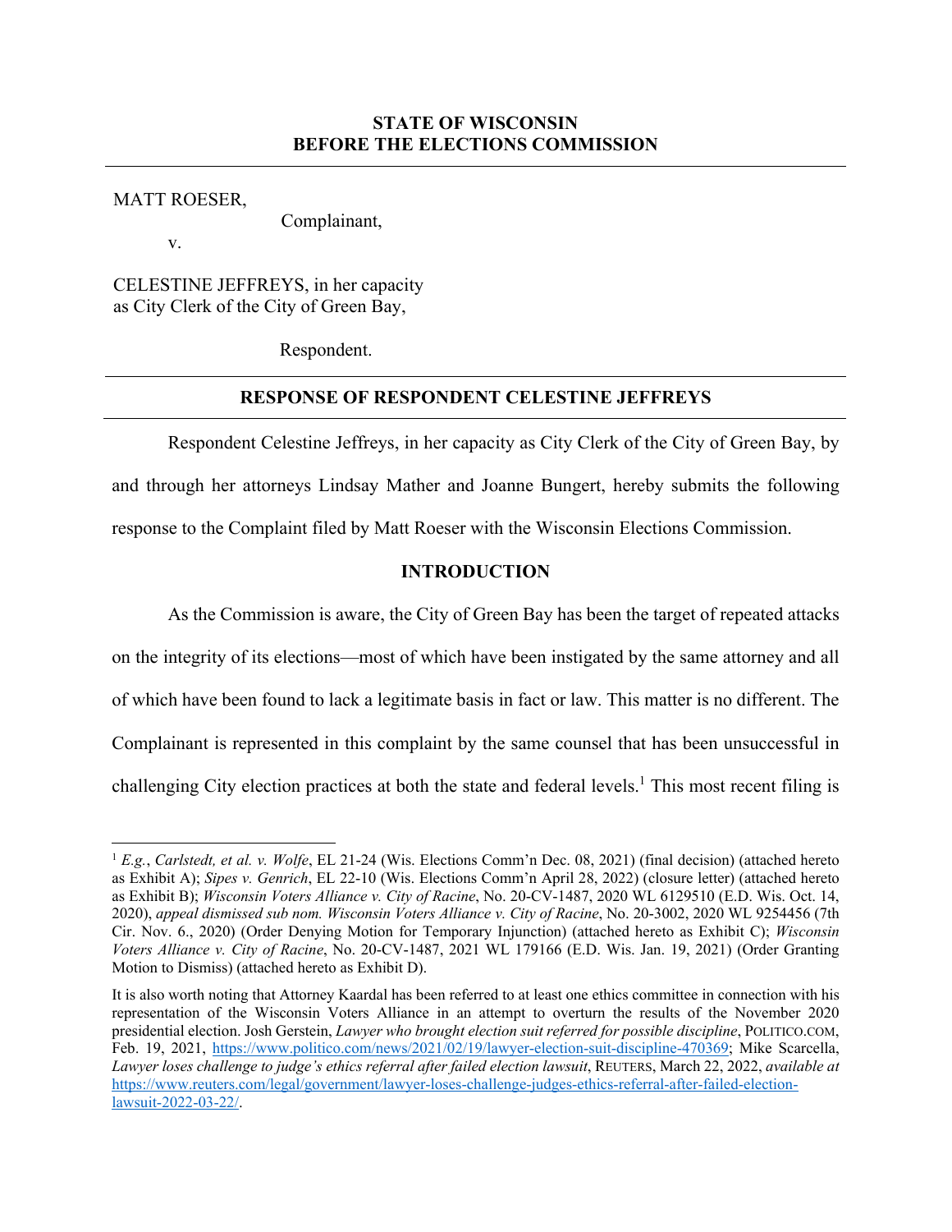**STATE OF WISCONSIN**
**BEFORE THE ELECTIONS COMMISSION**

---

MATT ROESER,

Complainant,

v.

CELESTINE JEFFREYS, in her capacity as City Clerk of the City of Green Bay,

Respondent.

---

## RESPONSE OF RESPONDENT CELESTINE JEFFREYS

---

Respondent Celestine Jeffreys, in her capacity as City Clerk of the City of Green Bay, by and through her attorneys Lindsay Mather and Joanne Bungert, hereby submits the following response to the Complaint filed by Matt Roeser with the Wisconsin Elections Commission.

## INTRODUCTION

As the Commission is aware, the City of Green Bay has been the target of repeated attacks on the integrity of its elections—most of which have been instigated by the same attorney and all of which have been found to lack a legitimate basis in fact or law. This matter is no different. The Complainant is represented in this complaint by the same counsel that has been unsuccessful in challenging City election practices at both the state and federal levels.[1] This most recent filing is

---

[1] *E.g.*, *Carlstedt, et al. v. Wolfe*, EL 21-24 (Wis. Elections Comm'n Dec. 08, 2021) (final decision) (attached hereto as Exhibit A); *Sipes v. Genrich*, EL 22-10 (Wis. Elections Comm'n April 28, 2022) (closure letter) (attached hereto as Exhibit B); *Wisconsin Voters Alliance v. City of Racine*, No. 20-CV-1487, 2020 WL 6129510 (E.D. Wis. Oct. 14, 2020), *appeal dismissed sub nom. Wisconsin Voters Alliance v. City of Racine*, No. 20-3002, 2020 WL 9254456 (7th Cir. Nov. 6., 2020) (Order Denying Motion for Temporary Injunction) (attached hereto as Exhibit C); *Wisconsin Voters Alliance v. City of Racine*, No. 20-CV-1487, 2021 WL 179166 (E.D. Wis. Jan. 19, 2021) (Order Granting Motion to Dismiss) (attached hereto as Exhibit D).

It is also worth noting that Attorney Kaardal has been referred to at least one ethics committee in connection with his representation of the Wisconsin Voters Alliance in an attempt to overturn the results of the November 2020 presidential election. Josh Gerstein, *Lawyer who brought election suit referred for possible discipline*, POLITICO.COM, Feb. 19, 2021, https://www.politico.com/news/2021/02/19/lawyer-election-suit-discipline-470369; Mike Scarcella, *Lawyer loses challenge to judge's ethics referral after failed election lawsuit*, REUTERS, March 22, 2022, *available at* https://www.reuters.com/legal/government/lawyer-loses-challenge-judges-ethics-referral-after-failed-election-lawsuit-2022-03-22/.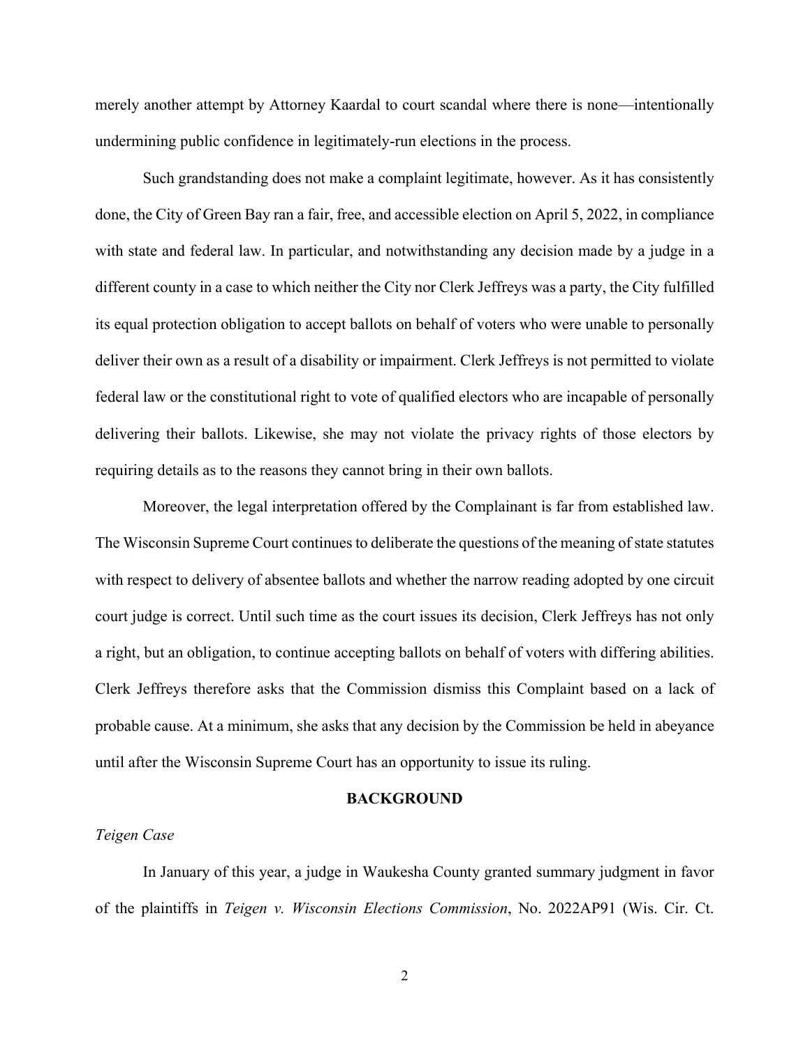merely another attempt by Attorney Kaardal to court scandal where there is none—intentionally undermining public confidence in legitimately-run elections in the process.

Such grandstanding does not make a complaint legitimate, however. As it has consistently done, the City of Green Bay ran a fair, free, and accessible election on April 5, 2022, in compliance with state and federal law. In particular, and notwithstanding any decision made by a judge in a different county in a case to which neither the City nor Clerk Jeffreys was a party, the City fulfilled its equal protection obligation to accept ballots on behalf of voters who were unable to personally deliver their own as a result of a disability or impairment. Clerk Jeffreys is not permitted to violate federal law or the constitutional right to vote of qualified electors who are incapable of personally delivering their ballots. Likewise, she may not violate the privacy rights of those electors by requiring details as to the reasons they cannot bring in their own ballots.

Moreover, the legal interpretation offered by the Complainant is far from established law. The Wisconsin Supreme Court continues to deliberate the questions of the meaning of state statutes with respect to delivery of absentee ballots and whether the narrow reading adopted by one circuit court judge is correct. Until such time as the court issues its decision, Clerk Jeffreys has not only a right, but an obligation, to continue accepting ballots on behalf of voters with differing abilities. Clerk Jeffreys therefore asks that the Commission dismiss this Complaint based on a lack of probable cause. At a minimum, she asks that any decision by the Commission be held in abeyance until after the Wisconsin Supreme Court has an opportunity to issue its ruling.

## BACKGROUND

*Teigen Case*

In January of this year, a judge in Waukesha County granted summary judgment in favor of the plaintiffs in *Teigen v. Wisconsin Elections Commission*, No. 2022AP91 (Wis. Cir. Ct.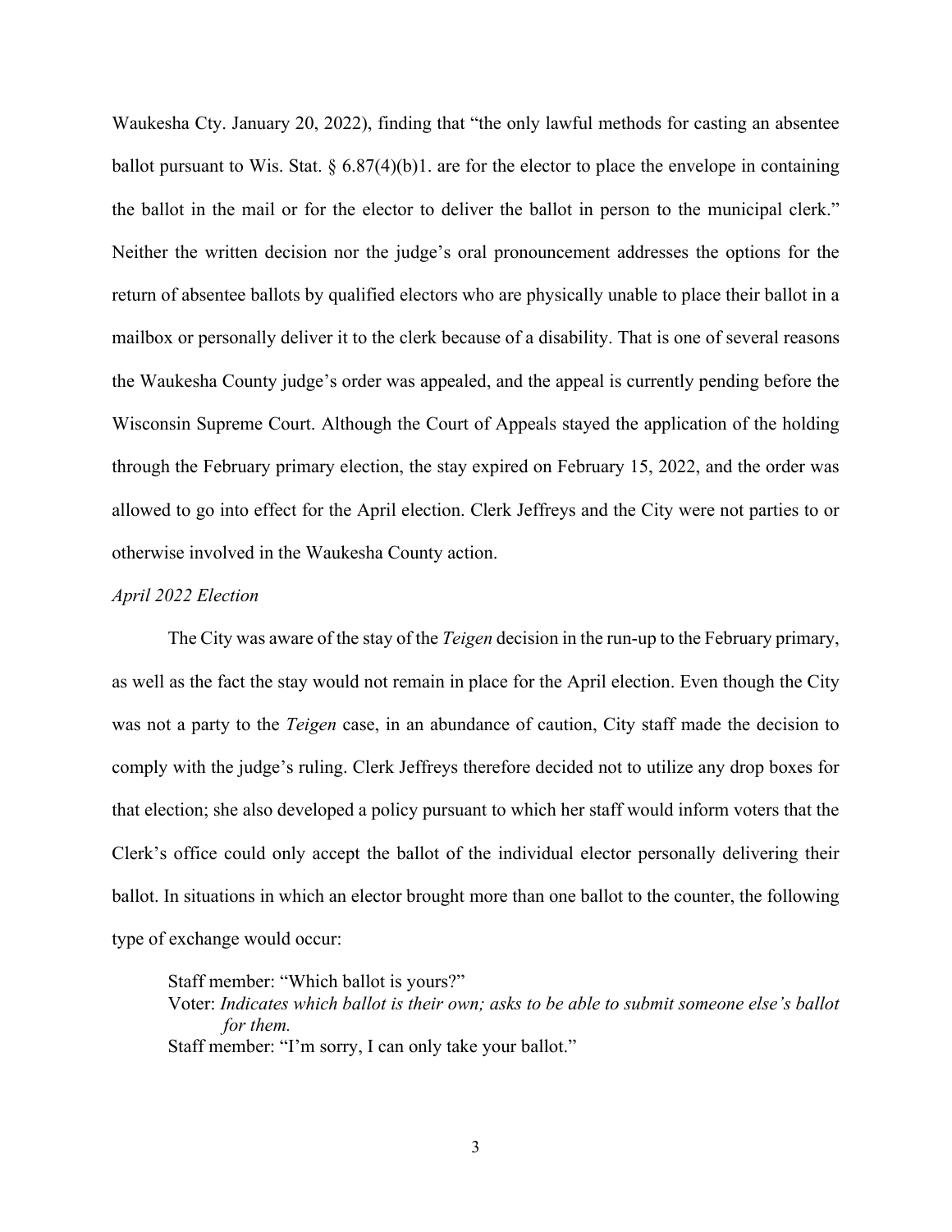Waukesha Cty. January 20, 2022), finding that "the only lawful methods for casting an absentee ballot pursuant to Wis. Stat. § 6.87(4)(b)1. are for the elector to place the envelope in containing the ballot in the mail or for the elector to deliver the ballot in person to the municipal clerk." Neither the written decision nor the judge's oral pronouncement addresses the options for the return of absentee ballots by qualified electors who are physically unable to place their ballot in a mailbox or personally deliver it to the clerk because of a disability. That is one of several reasons the Waukesha County judge's order was appealed, and the appeal is currently pending before the Wisconsin Supreme Court. Although the Court of Appeals stayed the application of the holding through the February primary election, the stay expired on February 15, 2022, and the order was allowed to go into effect for the April election. Clerk Jeffreys and the City were not parties to or otherwise involved in the Waukesha County action.

*April 2022 Election*

The City was aware of the stay of the *Teigen* decision in the run-up to the February primary, as well as the fact the stay would not remain in place for the April election. Even though the City was not a party to the *Teigen* case, in an abundance of caution, City staff made the decision to comply with the judge's ruling. Clerk Jeffreys therefore decided not to utilize any drop boxes for that election; she also developed a policy pursuant to which her staff would inform voters that the Clerk's office could only accept the ballot of the individual elector personally delivering their ballot. In situations in which an elector brought more than one ballot to the counter, the following type of exchange would occur:

> Staff member: "Which ballot is yours?"
> Voter: *Indicates which ballot is their own; asks to be able to submit someone else's ballot for them.*
> Staff member: "I'm sorry, I can only take your ballot."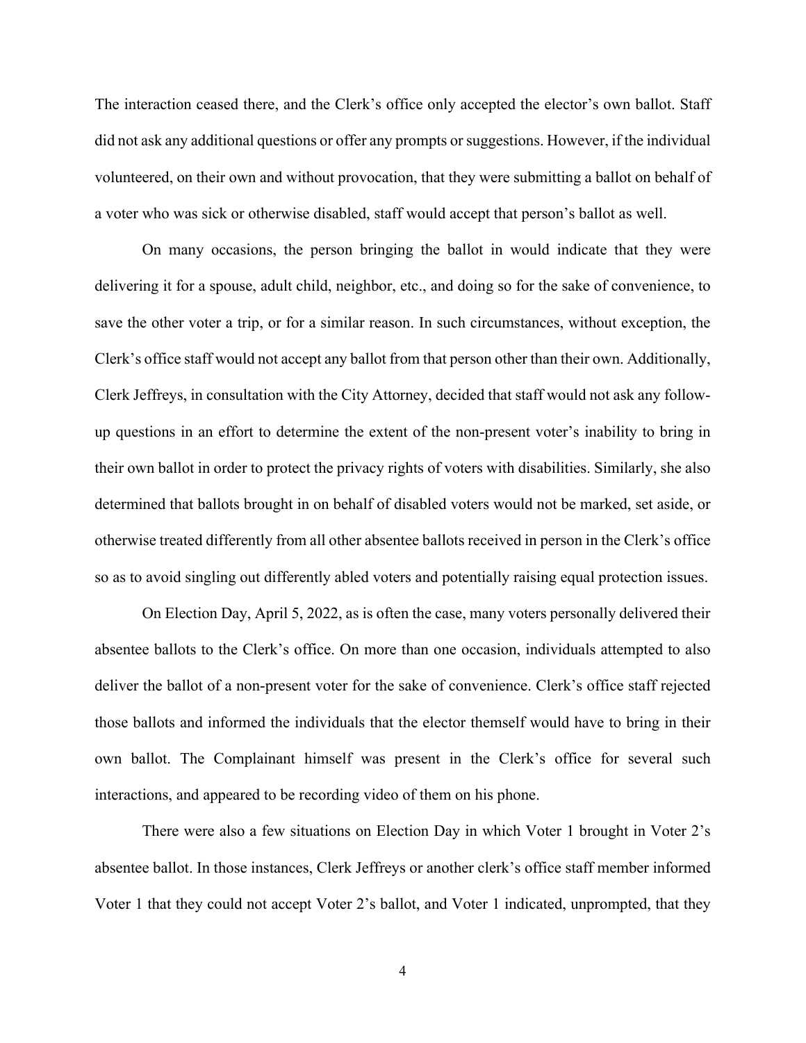The interaction ceased there, and the Clerk's office only accepted the elector's own ballot. Staff did not ask any additional questions or offer any prompts or suggestions. However, if the individual volunteered, on their own and without provocation, that they were submitting a ballot on behalf of a voter who was sick or otherwise disabled, staff would accept that person's ballot as well.

On many occasions, the person bringing the ballot in would indicate that they were delivering it for a spouse, adult child, neighbor, etc., and doing so for the sake of convenience, to save the other voter a trip, or for a similar reason. In such circumstances, without exception, the Clerk's office staff would not accept any ballot from that person other than their own. Additionally, Clerk Jeffreys, in consultation with the City Attorney, decided that staff would not ask any follow-up questions in an effort to determine the extent of the non-present voter's inability to bring in their own ballot in order to protect the privacy rights of voters with disabilities. Similarly, she also determined that ballots brought in on behalf of disabled voters would not be marked, set aside, or otherwise treated differently from all other absentee ballots received in person in the Clerk's office so as to avoid singling out differently abled voters and potentially raising equal protection issues.

On Election Day, April 5, 2022, as is often the case, many voters personally delivered their absentee ballots to the Clerk's office. On more than one occasion, individuals attempted to also deliver the ballot of a non-present voter for the sake of convenience. Clerk's office staff rejected those ballots and informed the individuals that the elector themself would have to bring in their own ballot. The Complainant himself was present in the Clerk's office for several such interactions, and appeared to be recording video of them on his phone.

There were also a few situations on Election Day in which Voter 1 brought in Voter 2's absentee ballot. In those instances, Clerk Jeffreys or another clerk's office staff member informed Voter 1 that they could not accept Voter 2's ballot, and Voter 1 indicated, unprompted, that they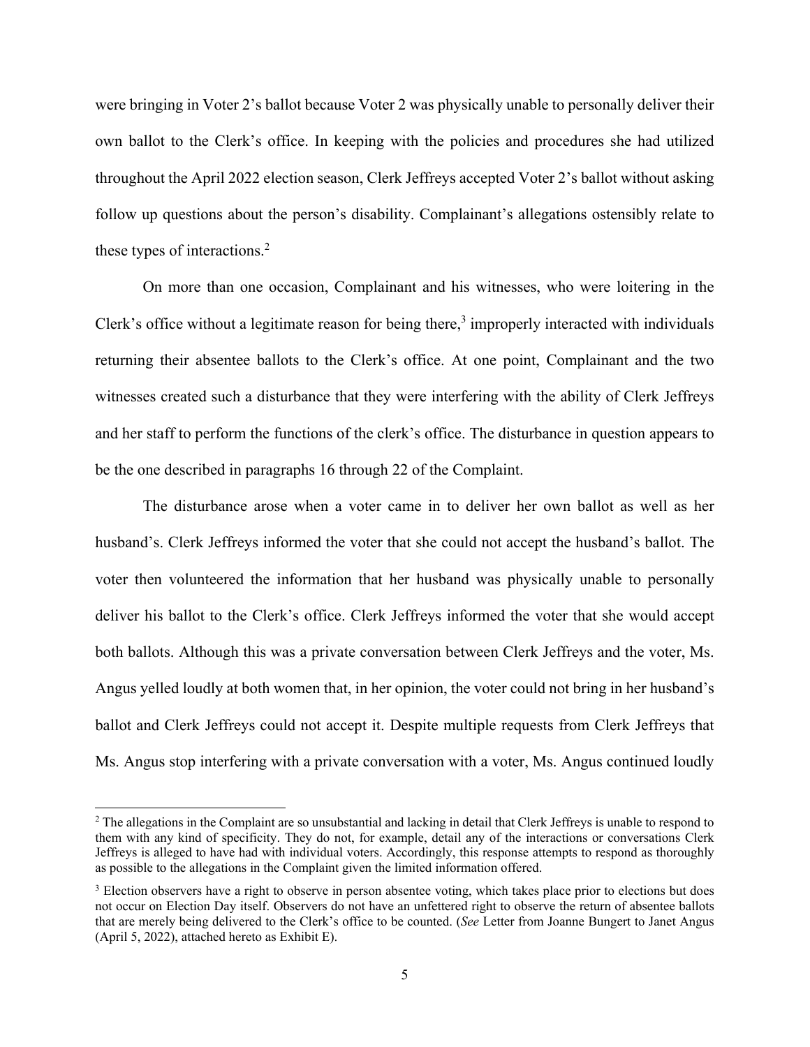were bringing in Voter 2's ballot because Voter 2 was physically unable to personally deliver their own ballot to the Clerk's office. In keeping with the policies and procedures she had utilized throughout the April 2022 election season, Clerk Jeffreys accepted Voter 2's ballot without asking follow up questions about the person's disability. Complainant's allegations ostensibly relate to these types of interactions.[2]

On more than one occasion, Complainant and his witnesses, who were loitering in the Clerk's office without a legitimate reason for being there,[3] improperly interacted with individuals returning their absentee ballots to the Clerk's office. At one point, Complainant and the two witnesses created such a disturbance that they were interfering with the ability of Clerk Jeffreys and her staff to perform the functions of the clerk's office. The disturbance in question appears to be the one described in paragraphs 16 through 22 of the Complaint.

The disturbance arose when a voter came in to deliver her own ballot as well as her husband's. Clerk Jeffreys informed the voter that she could not accept the husband's ballot. The voter then volunteered the information that her husband was physically unable to personally deliver his ballot to the Clerk's office. Clerk Jeffreys informed the voter that she would accept both ballots. Although this was a private conversation between Clerk Jeffreys and the voter, Ms. Angus yelled loudly at both women that, in her opinion, the voter could not bring in her husband's ballot and Clerk Jeffreys could not accept it. Despite multiple requests from Clerk Jeffreys that Ms. Angus stop interfering with a private conversation with a voter, Ms. Angus continued loudly

[2] The allegations in the Complaint are so unsubstantial and lacking in detail that Clerk Jeffreys is unable to respond to them with any kind of specificity. They do not, for example, detail any of the interactions or conversations Clerk Jeffreys is alleged to have had with individual voters. Accordingly, this response attempts to respond as thoroughly as possible to the allegations in the Complaint given the limited information offered.

[3] Election observers have a right to observe in person absentee voting, which takes place prior to elections but does not occur on Election Day itself. Observers do not have an unfettered right to observe the return of absentee ballots that are merely being delivered to the Clerk's office to be counted. (*See* Letter from Joanne Bungert to Janet Angus (April 5, 2022), attached hereto as Exhibit E).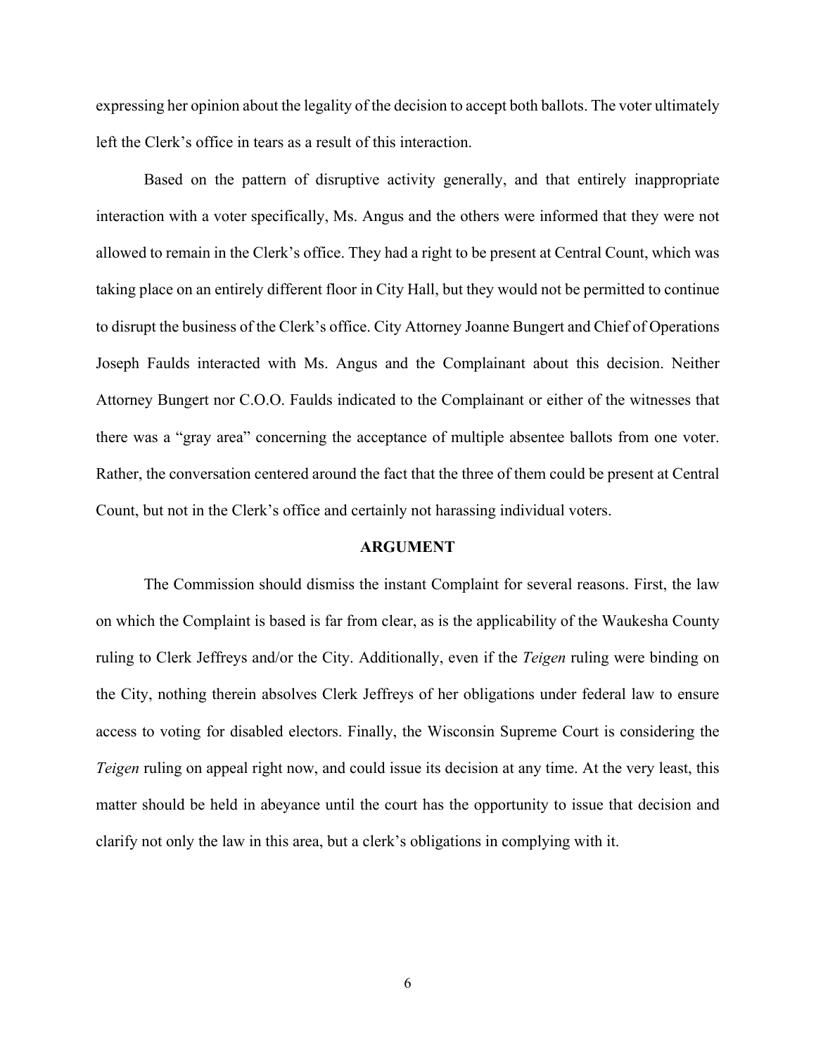expressing her opinion about the legality of the decision to accept both ballots. The voter ultimately left the Clerk's office in tears as a result of this interaction.

Based on the pattern of disruptive activity generally, and that entirely inappropriate interaction with a voter specifically, Ms. Angus and the others were informed that they were not allowed to remain in the Clerk's office. They had a right to be present at Central Count, which was taking place on an entirely different floor in City Hall, but they would not be permitted to continue to disrupt the business of the Clerk's office. City Attorney Joanne Bungert and Chief of Operations Joseph Faulds interacted with Ms. Angus and the Complainant about this decision. Neither Attorney Bungert nor C.O.O. Faulds indicated to the Complainant or either of the witnesses that there was a "gray area" concerning the acceptance of multiple absentee ballots from one voter. Rather, the conversation centered around the fact that the three of them could be present at Central Count, but not in the Clerk's office and certainly not harassing individual voters.

## ARGUMENT

The Commission should dismiss the instant Complaint for several reasons. First, the law on which the Complaint is based is far from clear, as is the applicability of the Waukesha County ruling to Clerk Jeffreys and/or the City. Additionally, even if the *Teigen* ruling were binding on the City, nothing therein absolves Clerk Jeffreys of her obligations under federal law to ensure access to voting for disabled electors. Finally, the Wisconsin Supreme Court is considering the *Teigen* ruling on appeal right now, and could issue its decision at any time. At the very least, this matter should be held in abeyance until the court has the opportunity to issue that decision and clarify not only the law in this area, but a clerk's obligations in complying with it.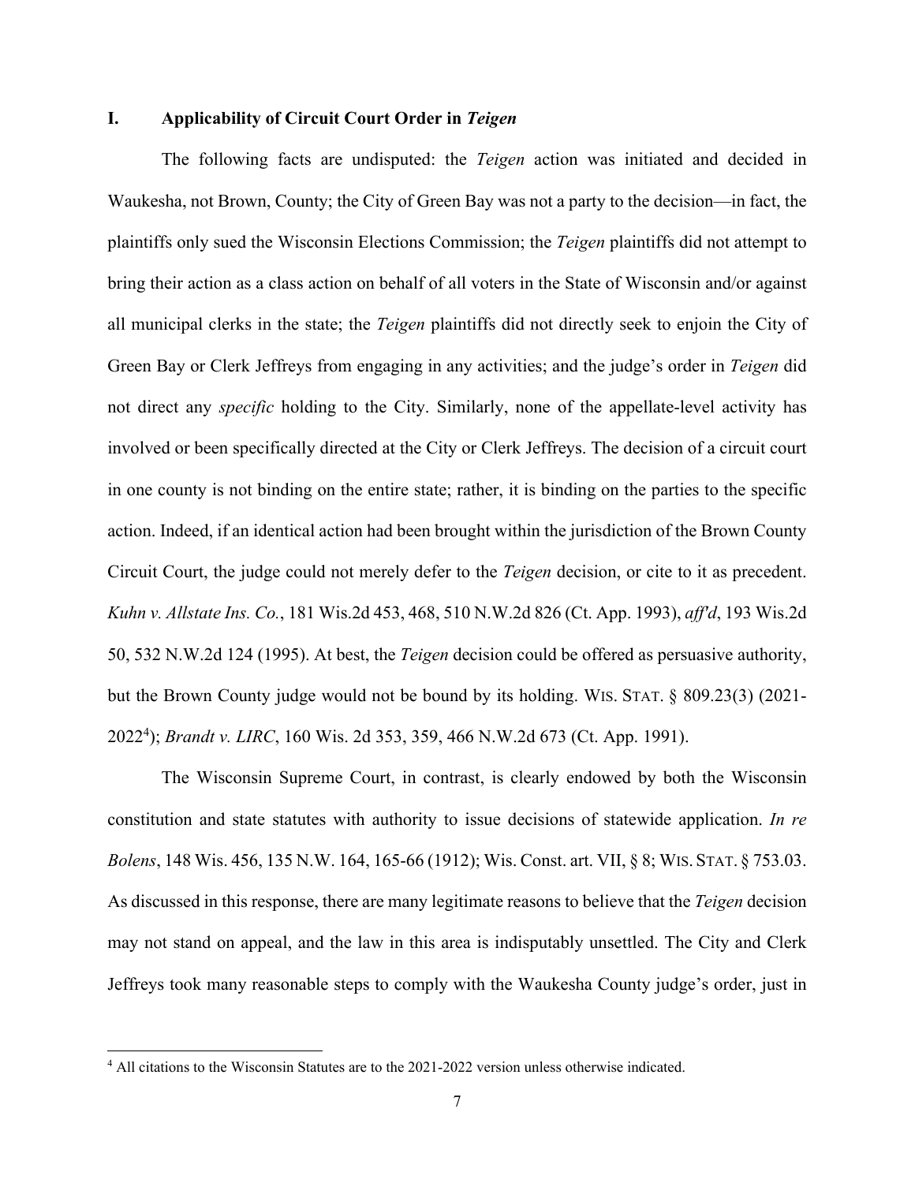## I. Applicability of Circuit Court Order in *Teigen*

The following facts are undisputed: the *Teigen* action was initiated and decided in Waukesha, not Brown, County; the City of Green Bay was not a party to the decision—in fact, the plaintiffs only sued the Wisconsin Elections Commission; the *Teigen* plaintiffs did not attempt to bring their action as a class action on behalf of all voters in the State of Wisconsin and/or against all municipal clerks in the state; the *Teigen* plaintiffs did not directly seek to enjoin the City of Green Bay or Clerk Jeffreys from engaging in any activities; and the judge's order in *Teigen* did not direct any *specific* holding to the City. Similarly, none of the appellate-level activity has involved or been specifically directed at the City or Clerk Jeffreys. The decision of a circuit court in one county is not binding on the entire state; rather, it is binding on the parties to the specific action. Indeed, if an identical action had been brought within the jurisdiction of the Brown County Circuit Court, the judge could not merely defer to the *Teigen* decision, or cite to it as precedent. *Kuhn v. Allstate Ins. Co.*, 181 Wis.2d 453, 468, 510 N.W.2d 826 (Ct. App. 1993), *aff'd*, 193 Wis.2d 50, 532 N.W.2d 124 (1995). At best, the *Teigen* decision could be offered as persuasive authority, but the Brown County judge would not be bound by its holding. WIS. STAT. § 809.23(3) (2021-2022[4]); *Brandt v. LIRC*, 160 Wis. 2d 353, 359, 466 N.W.2d 673 (Ct. App. 1991).

The Wisconsin Supreme Court, in contrast, is clearly endowed by both the Wisconsin constitution and state statutes with authority to issue decisions of statewide application. *In re Bolens*, 148 Wis. 456, 135 N.W. 164, 165-66 (1912); Wis. Const. art. VII, § 8; WIS. STAT. § 753.03. As discussed in this response, there are many legitimate reasons to believe that the *Teigen* decision may not stand on appeal, and the law in this area is indisputably unsettled. The City and Clerk Jeffreys took many reasonable steps to comply with the Waukesha County judge's order, just in

[4] All citations to the Wisconsin Statutes are to the 2021-2022 version unless otherwise indicated.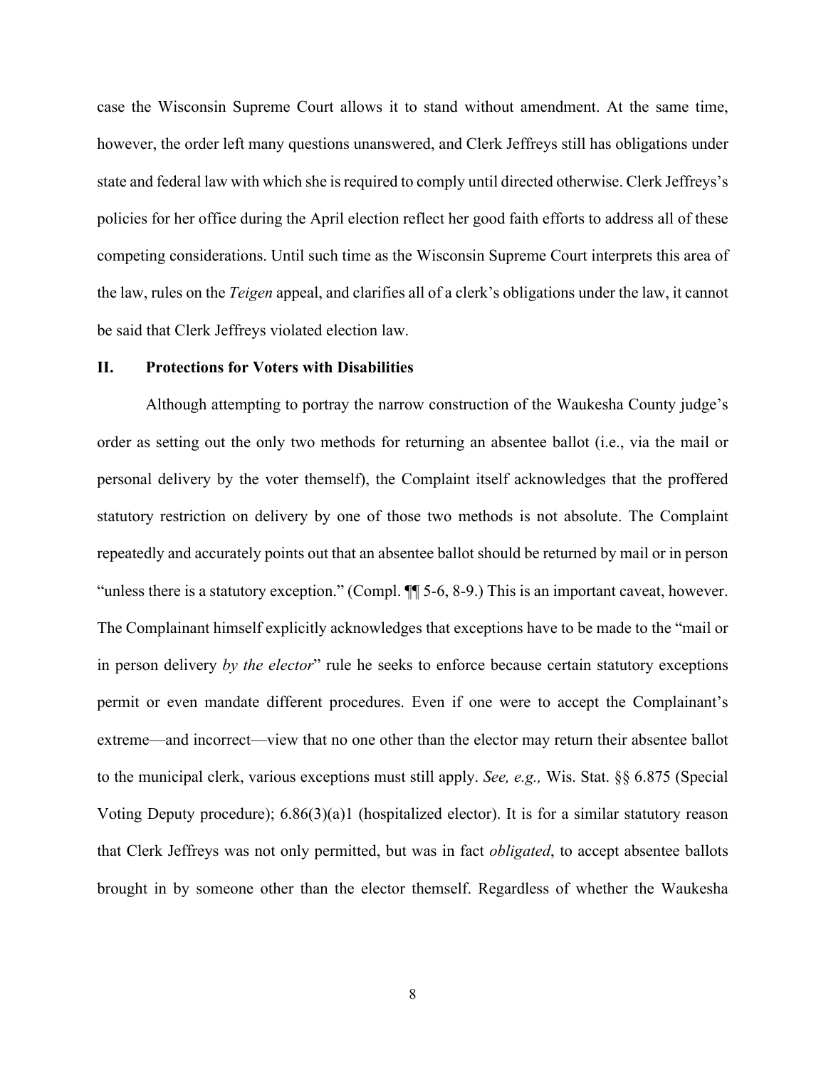case the Wisconsin Supreme Court allows it to stand without amendment. At the same time, however, the order left many questions unanswered, and Clerk Jeffreys still has obligations under state and federal law with which she is required to comply until directed otherwise. Clerk Jeffreys's policies for her office during the April election reflect her good faith efforts to address all of these competing considerations. Until such time as the Wisconsin Supreme Court interprets this area of the law, rules on the *Teigen* appeal, and clarifies all of a clerk's obligations under the law, it cannot be said that Clerk Jeffreys violated election law.

## II. Protections for Voters with Disabilities

Although attempting to portray the narrow construction of the Waukesha County judge's order as setting out the only two methods for returning an absentee ballot (i.e., via the mail or personal delivery by the voter themself), the Complaint itself acknowledges that the proffered statutory restriction on delivery by one of those two methods is not absolute. The Complaint repeatedly and accurately points out that an absentee ballot should be returned by mail or in person "unless there is a statutory exception." (Compl. ¶¶ 5-6, 8-9.) This is an important caveat, however. The Complainant himself explicitly acknowledges that exceptions have to be made to the "mail or in person delivery *by the elector*" rule he seeks to enforce because certain statutory exceptions permit or even mandate different procedures. Even if one were to accept the Complainant's extreme—and incorrect—view that no one other than the elector may return their absentee ballot to the municipal clerk, various exceptions must still apply. *See, e.g.,* Wis. Stat. §§ 6.875 (Special Voting Deputy procedure); 6.86(3)(a)1 (hospitalized elector). It is for a similar statutory reason that Clerk Jeffreys was not only permitted, but was in fact *obligated*, to accept absentee ballots brought in by someone other than the elector themself. Regardless of whether the Waukesha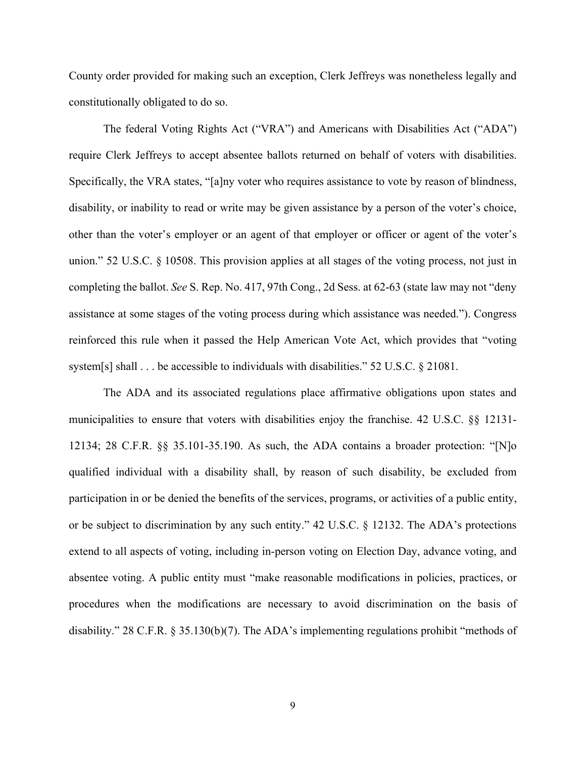County order provided for making such an exception, Clerk Jeffreys was nonetheless legally and constitutionally obligated to do so.

The federal Voting Rights Act ("VRA") and Americans with Disabilities Act ("ADA") require Clerk Jeffreys to accept absentee ballots returned on behalf of voters with disabilities. Specifically, the VRA states, "[a]ny voter who requires assistance to vote by reason of blindness, disability, or inability to read or write may be given assistance by a person of the voter's choice, other than the voter's employer or an agent of that employer or officer or agent of the voter's union." 52 U.S.C. § 10508. This provision applies at all stages of the voting process, not just in completing the ballot. *See* S. Rep. No. 417, 97th Cong., 2d Sess. at 62-63 (state law may not "deny assistance at some stages of the voting process during which assistance was needed."). Congress reinforced this rule when it passed the Help American Vote Act, which provides that "voting system[s] shall . . . be accessible to individuals with disabilities." 52 U.S.C. § 21081.

The ADA and its associated regulations place affirmative obligations upon states and municipalities to ensure that voters with disabilities enjoy the franchise. 42 U.S.C. §§ 12131-12134; 28 C.F.R. §§ 35.101-35.190. As such, the ADA contains a broader protection: "[N]o qualified individual with a disability shall, by reason of such disability, be excluded from participation in or be denied the benefits of the services, programs, or activities of a public entity, or be subject to discrimination by any such entity." 42 U.S.C. § 12132. The ADA's protections extend to all aspects of voting, including in-person voting on Election Day, advance voting, and absentee voting. A public entity must "make reasonable modifications in policies, practices, or procedures when the modifications are necessary to avoid discrimination on the basis of disability." 28 C.F.R. § 35.130(b)(7). The ADA's implementing regulations prohibit "methods of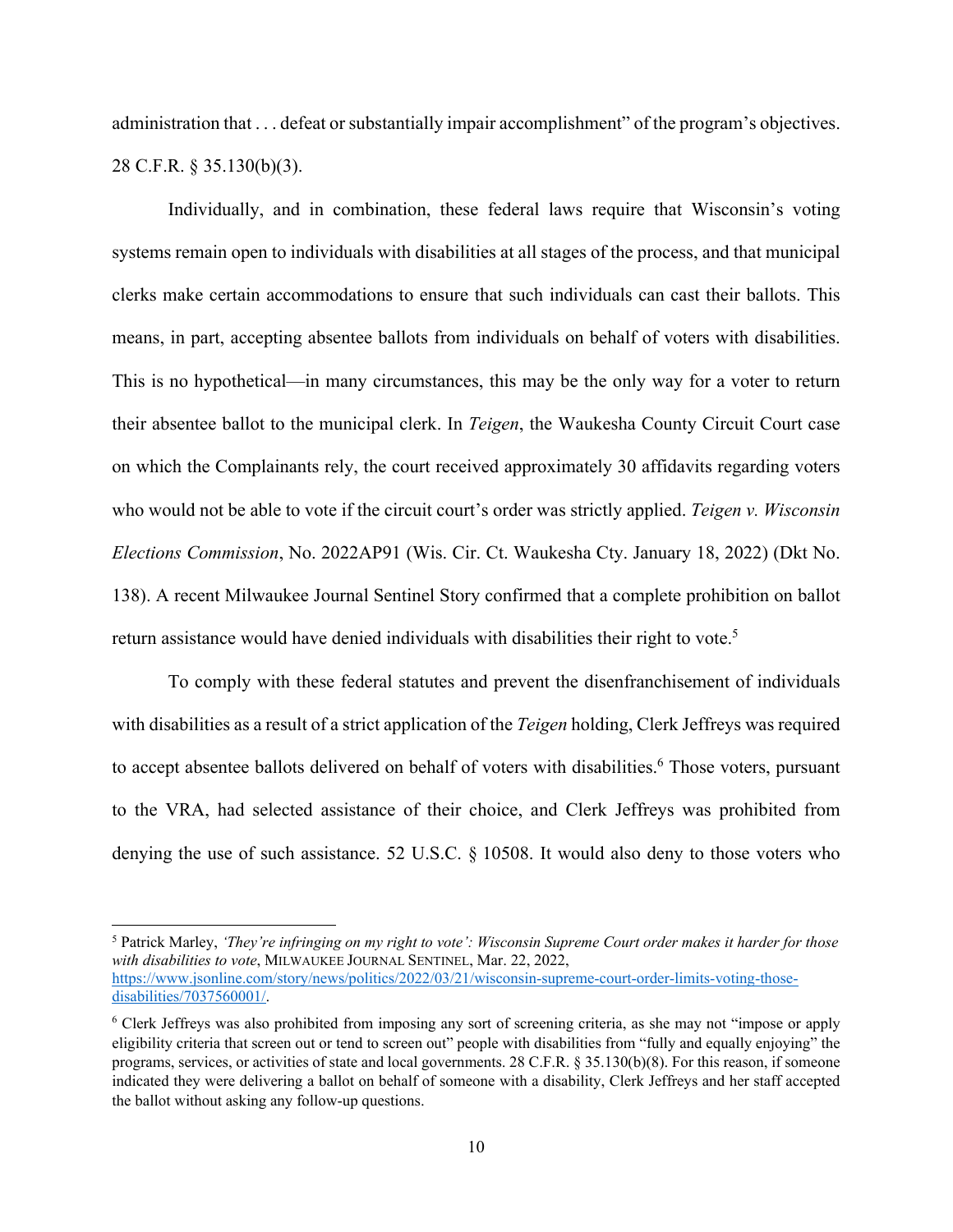administration that . . . defeat or substantially impair accomplishment" of the program's objectives. 28 C.F.R. § 35.130(b)(3).

Individually, and in combination, these federal laws require that Wisconsin's voting systems remain open to individuals with disabilities at all stages of the process, and that municipal clerks make certain accommodations to ensure that such individuals can cast their ballots. This means, in part, accepting absentee ballots from individuals on behalf of voters with disabilities. This is no hypothetical—in many circumstances, this may be the only way for a voter to return their absentee ballot to the municipal clerk. In *Teigen*, the Waukesha County Circuit Court case on which the Complainants rely, the court received approximately 30 affidavits regarding voters who would not be able to vote if the circuit court's order was strictly applied. *Teigen v. Wisconsin Elections Commission*, No. 2022AP91 (Wis. Cir. Ct. Waukesha Cty. January 18, 2022) (Dkt No. 138). A recent Milwaukee Journal Sentinel Story confirmed that a complete prohibition on ballot return assistance would have denied individuals with disabilities their right to vote.[5]

To comply with these federal statutes and prevent the disenfranchisement of individuals with disabilities as a result of a strict application of the *Teigen* holding, Clerk Jeffreys was required to accept absentee ballots delivered on behalf of voters with disabilities.[6] Those voters, pursuant to the VRA, had selected assistance of their choice, and Clerk Jeffreys was prohibited from denying the use of such assistance. 52 U.S.C. § 10508. It would also deny to those voters who

---

[5] Patrick Marley, *'They're infringing on my right to vote': Wisconsin Supreme Court order makes it harder for those with disabilities to vote*, MILWAUKEE JOURNAL SENTINEL, Mar. 22, 2022, https://www.jsonline.com/story/news/politics/2022/03/21/wisconsin-supreme-court-order-limits-voting-those-disabilities/7037560001/.

[6] Clerk Jeffreys was also prohibited from imposing any sort of screening criteria, as she may not "impose or apply eligibility criteria that screen out or tend to screen out" people with disabilities from "fully and equally enjoying" the programs, services, or activities of state and local governments. 28 C.F.R. § 35.130(b)(8). For this reason, if someone indicated they were delivering a ballot on behalf of someone with a disability, Clerk Jeffreys and her staff accepted the ballot without asking any follow-up questions.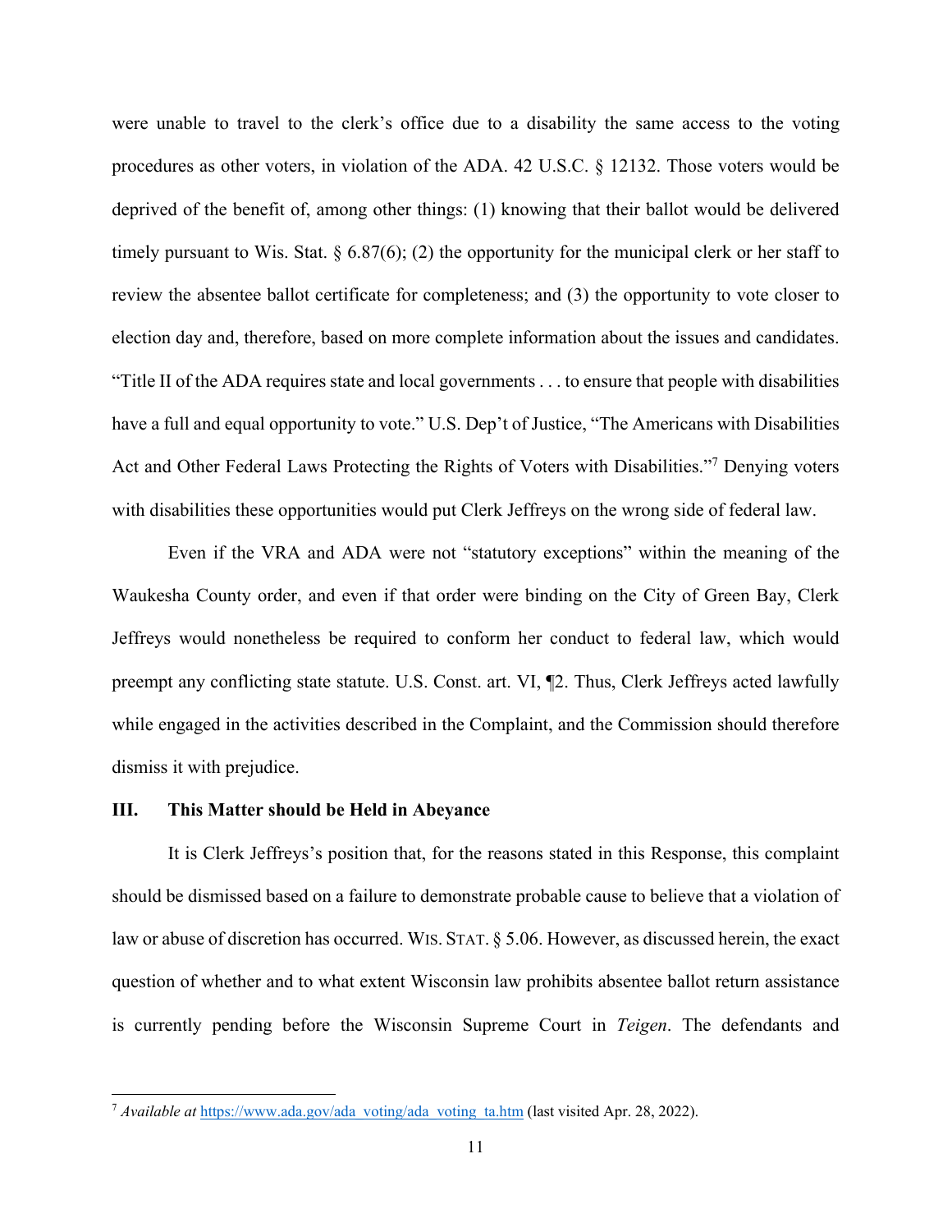were unable to travel to the clerk's office due to a disability the same access to the voting procedures as other voters, in violation of the ADA. 42 U.S.C. § 12132. Those voters would be deprived of the benefit of, among other things: (1) knowing that their ballot would be delivered timely pursuant to Wis. Stat. § 6.87(6); (2) the opportunity for the municipal clerk or her staff to review the absentee ballot certificate for completeness; and (3) the opportunity to vote closer to election day and, therefore, based on more complete information about the issues and candidates. "Title II of the ADA requires state and local governments . . . to ensure that people with disabilities have a full and equal opportunity to vote." U.S. Dep't of Justice, "The Americans with Disabilities Act and Other Federal Laws Protecting the Rights of Voters with Disabilities."[7] Denying voters with disabilities these opportunities would put Clerk Jeffreys on the wrong side of federal law.

Even if the VRA and ADA were not "statutory exceptions" within the meaning of the Waukesha County order, and even if that order were binding on the City of Green Bay, Clerk Jeffreys would nonetheless be required to conform her conduct to federal law, which would preempt any conflicting state statute. U.S. Const. art. VI, ¶2. Thus, Clerk Jeffreys acted lawfully while engaged in the activities described in the Complaint, and the Commission should therefore dismiss it with prejudice.

### III. This Matter should be Held in Abeyance

It is Clerk Jeffreys's position that, for the reasons stated in this Response, this complaint should be dismissed based on a failure to demonstrate probable cause to believe that a violation of law or abuse of discretion has occurred. WIS. STAT. § 5.06. However, as discussed herein, the exact question of whether and to what extent Wisconsin law prohibits absentee ballot return assistance is currently pending before the Wisconsin Supreme Court in *Teigen*. The defendants and

[7] *Available at* https://www.ada.gov/ada_voting/ada_voting_ta.htm (last visited Apr. 28, 2022).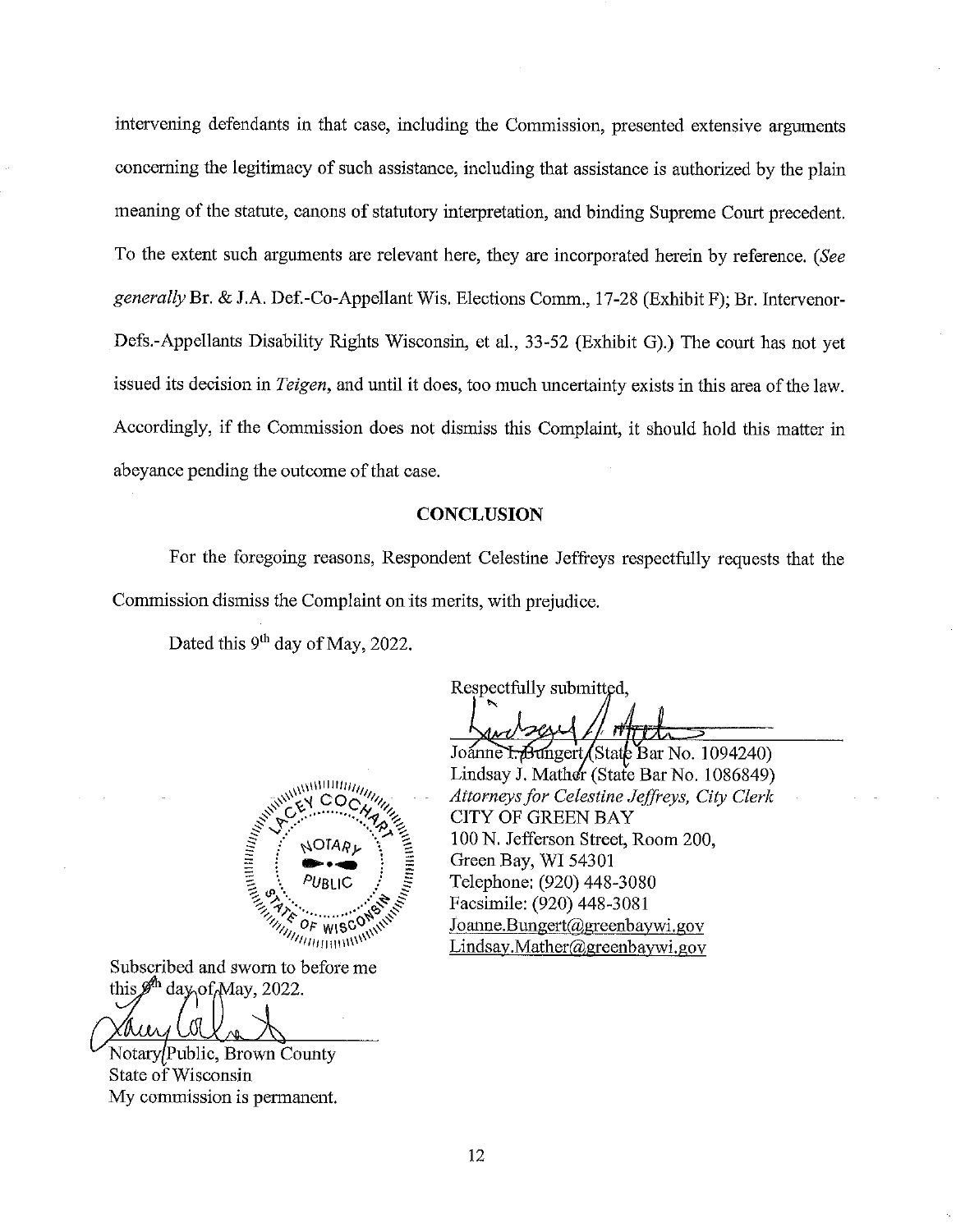intervening defendants in that case, including the Commission, presented extensive arguments concerning the legitimacy of such assistance, including that assistance is authorized by the plain meaning of the statute, canons of statutory interpretation, and binding Supreme Court precedent. To the extent such arguments are relevant here, they are incorporated herein by reference. (*See generally* Br. & J.A. Def.-Co-Appellant Wis. Elections Comm., 17-28 (Exhibit F); Br. Intervenor-Defs.-Appellants Disability Rights Wisconsin, et al., 33-52 (Exhibit G).) The court has not yet issued its decision in *Teigen*, and until it does, too much uncertainty exists in this area of the law. Accordingly, if the Commission does not dismiss this Complaint, it should hold this matter in abeyance pending the outcome of that case.

## CONCLUSION

For the foregoing reasons, Respondent Celestine Jeffreys respectfully requests that the Commission dismiss the Complaint on its merits, with prejudice.

Dated this 9th day of May, 2022.

Respectfully submitted,

Joanne L. Bungert (State Bar No. 1094240)
Lindsay J. Mather (State Bar No. 1086849)
*Attorneys for Celestine Jeffreys, City Clerk*
CITY OF GREEN BAY
100 N. Jefferson Street, Room 200,
Green Bay, WI 54301
Telephone: (920) 448-3080
Facsimile: (920) 448-3081
Joanne.Bungert@greenbaywi.gov
Lindsay.Mather@greenbaywi.gov

LACEY COCHART NOTARY PUBLIC STATE OF WISCONSIN

Subscribed and sworn to before me this 9th day of May, 2022.

Notary Public, Brown County
State of Wisconsin
My commission is permanent.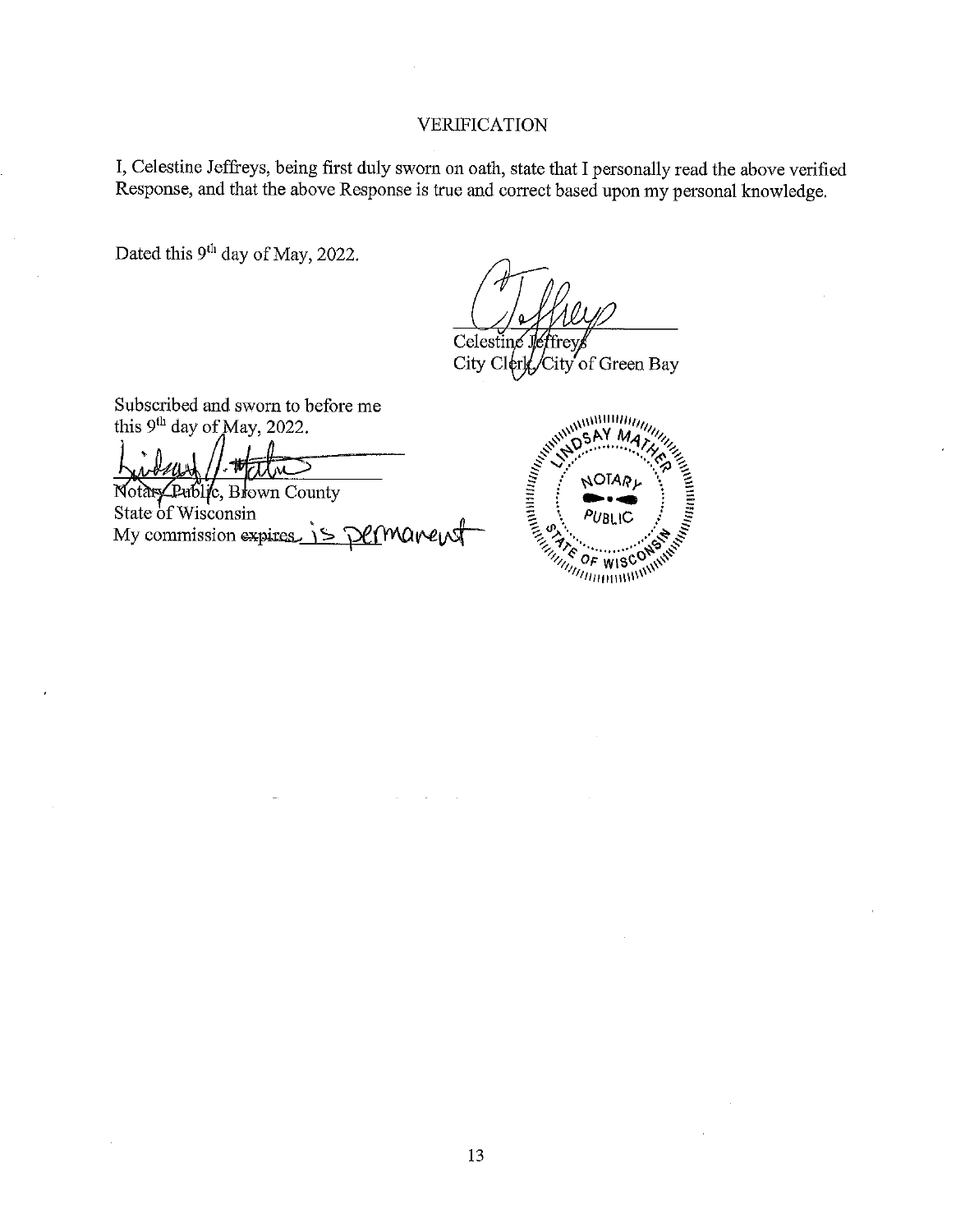# VERIFICATION

I, Celestine Jeffreys, being first duly sworn on oath, state that I personally read the above verified Response, and that the above Response is true and correct based upon my personal knowledge.

Dated this 9th day of May, 2022.

Celestine Jeffreys
City Clerk, City of Green Bay

Subscribed and sworn to before me
this 9th day of May, 2022.

Notary Public, Brown County
State of Wisconsin
My commission ~~expires~~ is permanent

LINDSAY MATHER
NOTARY
PUBLIC
STATE OF WISCONSIN